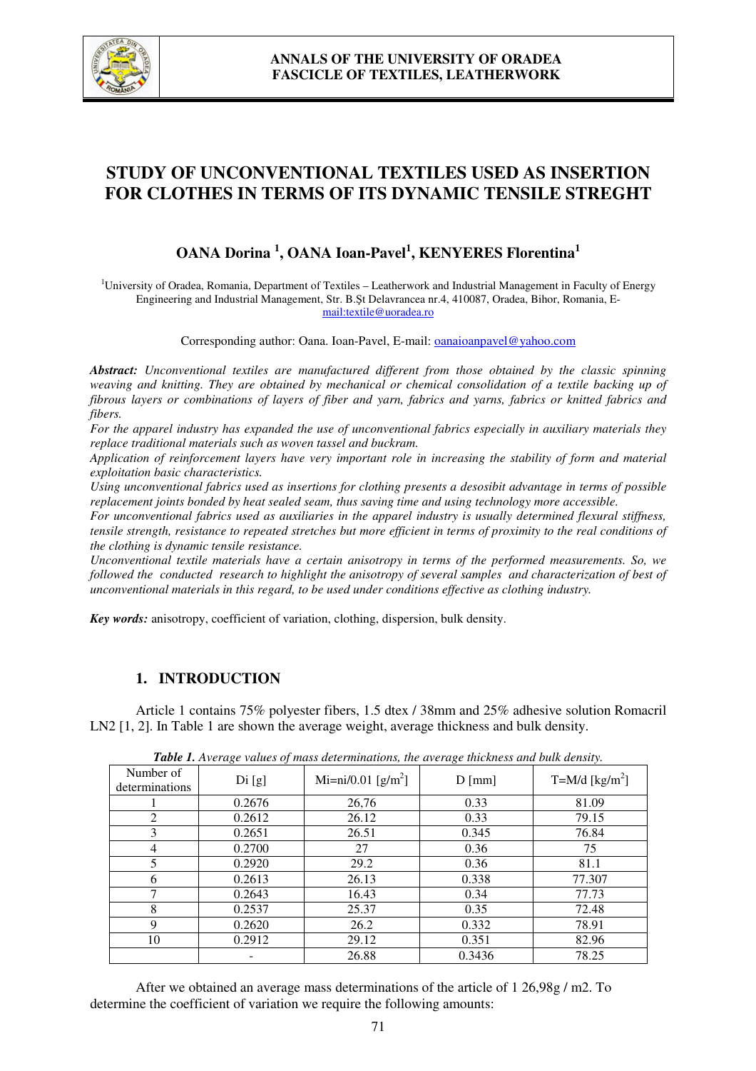# STUDY OF UNCONVENTIONAL TEXTILES USED AS INSERTION FOR CLOTHES IN TERMS OF ITS DYNAMIC TENSILE STREGHT

**OANA Dorina [1], OANA Ioan-Pavel[1], KENYERES Florentina[1]**

[1]University of Oradea, Romania, Department of Textiles – Leatherwork and Industrial Management in Faculty of Energy Engineering and Industrial Management, Str. B.Şt Delavrancea nr.4, 410087, Oradea, Bihor, Romania, E-mail:textile@uoradea.ro

Corresponding author: Oana. Ioan-Pavel, E-mail: oanaioanpavel@yahoo.com

***Abstract:*** *Unconventional textiles are manufactured different from those obtained by the classic spinning weaving and knitting. They are obtained by mechanical or chemical consolidation of a textile backing up of fibrous layers or combinations of layers of fiber and yarn, fabrics and yarns, fabrics or knitted fabrics and fibers.*

*For the apparel industry has expanded the use of unconventional fabrics especially in auxiliary materials they replace traditional materials such as woven tassel and buckram.*

*Application of reinforcement layers have very important role in increasing the stability of form and material exploitation basic characteristics.*

*Using unconventional fabrics used as insertions for clothing presents a desosibit advantage in terms of possible replacement joints bonded by heat sealed seam, thus saving time and using technology more accessible.*

*For unconventional fabrics used as auxiliaries in the apparel industry is usually determined flexural stiffness, tensile strength, resistance to repeated stretches but more efficient in terms of proximity to the real conditions of the clothing is dynamic tensile resistance.*

*Unconventional textile materials have a certain anisotropy in terms of the performed measurements. So, we followed the conducted research to highlight the anisotropy of several samples and characterization of best of unconventional materials in this regard, to be used under conditions effective as clothing industry.*

***Key words:*** anisotropy, coefficient of variation, clothing, dispersion, bulk density.

## 1. INTRODUCTION

Article 1 contains 75% polyester fibers, 1.5 dtex / 38mm and 25% adhesive solution Romacril LN2 [1, 2]. In Table 1 are shown the average weight, average thickness and bulk density.

***Table 1.*** *Average values of mass determinations, the average thickness and bulk density.*

| Number of determinations | Di [g] | Mi=ni/0.01 [g/m$^2$] | D [mm] | T=M/d [kg/m$^2$] |
|---|---|---|---|---|
| 1 | 0.2676 | 26,76 | 0.33 | 81.09 |
| 2 | 0.2612 | 26.12 | 0.33 | 79.15 |
| 3 | 0.2651 | 26.51 | 0.345 | 76.84 |
| 4 | 0.2700 | 27 | 0.36 | 75 |
| 5 | 0.2920 | 29.2 | 0.36 | 81.1 |
| 6 | 0.2613 | 26.13 | 0.338 | 77.307 |
| 7 | 0.2643 | 16.43 | 0.34 | 77.73 |
| 8 | 0.2537 | 25.37 | 0.35 | 72.48 |
| 9 | 0.2620 | 26.2 | 0.332 | 78.91 |
| 10 | 0.2912 | 29.12 | 0.351 | 82.96 |
| | - | 26.88 | 0.3436 | 78.25 |

After we obtained an average mass determinations of the article of 1 26,98g / m2. To determine the coefficient of variation we require the following amounts: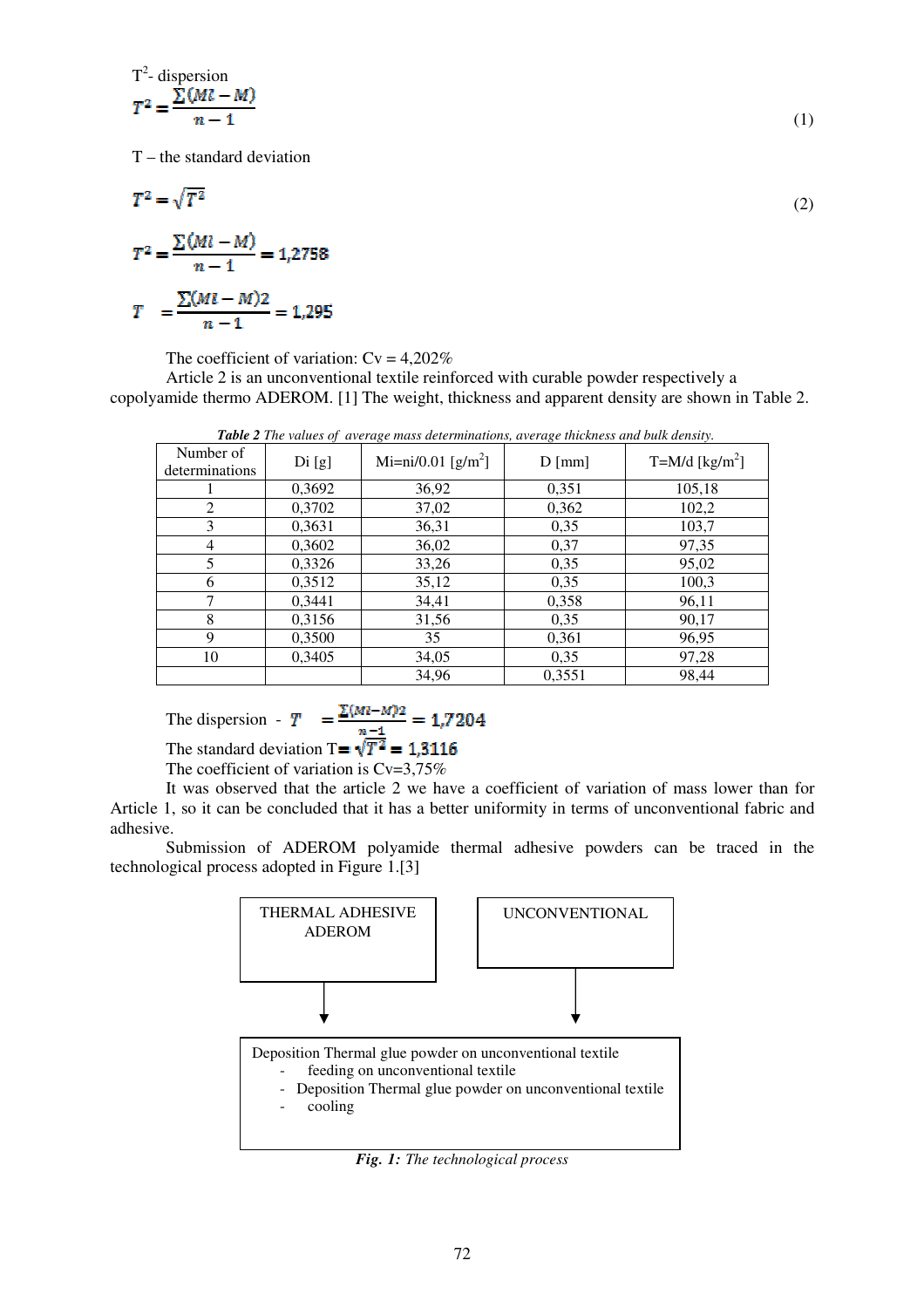$T^2$- dispersion

$$T^2 = \frac{\sum(Mi - M)}{n-1} \tag{1}$$

T – the standard deviation

$$T^2 = \sqrt{T^2} \tag{2}$$

$$T^2 = \frac{\sum(Mi - M)}{n-1} = 1{,}2758$$

$$T = \frac{\sum(Mi - M)2}{n-1} = 1{,}295$$

The coefficient of variation: Cv = 4,202%

Article 2 is an unconventional textile reinforced with curable powder respectively a copolyamide thermo ADEROM. [1] The weight, thickness and apparent density are shown in Table 2.

***Table 2** The values of average mass determinations, average thickness and bulk density.*

| Number of determinations | Di [g] | Mi=ni/0.01 [g/m$^2$] | D [mm] | T=M/d [kg/m$^2$] |
|---|---|---|---|---|
| 1 | 0,3692 | 36,92 | 0,351 | 105,18 |
| 2 | 0,3702 | 37,02 | 0,362 | 102,2 |
| 3 | 0,3631 | 36,31 | 0,35 | 103,7 |
| 4 | 0,3602 | 36,02 | 0,37 | 97,35 |
| 5 | 0,3326 | 33,26 | 0,35 | 95,02 |
| 6 | 0,3512 | 35,12 | 0,35 | 100,3 |
| 7 | 0,3441 | 34,41 | 0,358 | 96,11 |
| 8 | 0,3156 | 31,56 | 0,35 | 90,17 |
| 9 | 0,3500 | 35 | 0,361 | 96,95 |
| 10 | 0,3405 | 34,05 | 0,35 | 97,28 |
| | | 34,96 | 0,3551 | 98,44 |

The dispersion - $T = \frac{\sum(Mi-M)2}{n-1} = 1{,}7204$

The standard deviation $T = \sqrt{T^2} = 1{,}3116$

The coefficient of variation is Cv=3,75%

It was observed that the article 2 we have a coefficient of variation of mass lower than for Article 1, so it can be concluded that it has a better uniformity in terms of unconventional fabric and adhesive.

Submission of ADEROM polyamide thermal adhesive powders can be traced in the technological process adopted in Figure 1.[3]

THERMAL ADHESIVE ADEROM → Deposition Thermal glue powder on unconventional textile

UNCONVENTIONAL → Deposition Thermal glue powder on unconventional textile

Deposition Thermal glue powder on unconventional textile
- feeding on unconventional textile
- Deposition Thermal glue powder on unconventional textile
- cooling

***Fig. 1:** The technological process*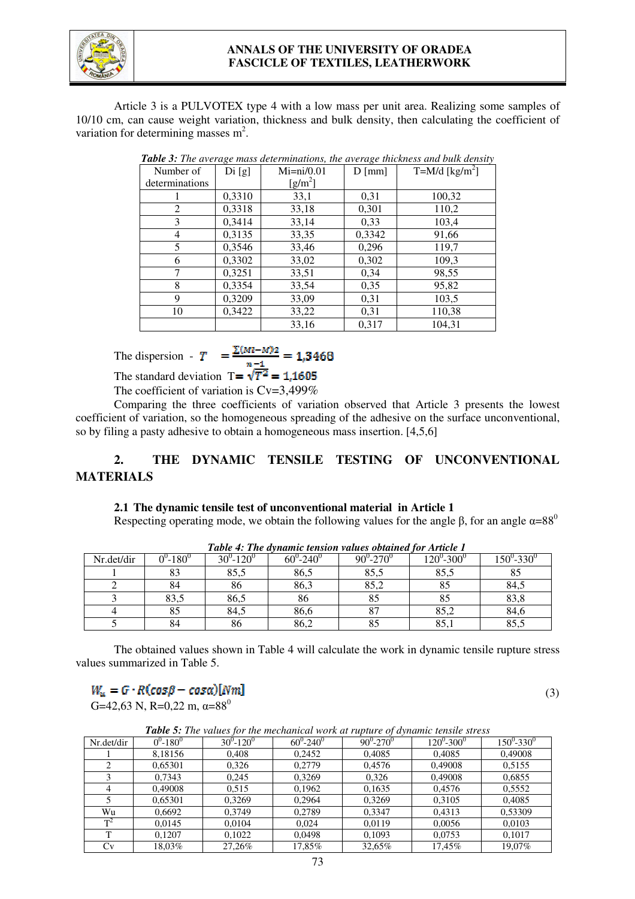Article 3 is a PULVOTEX type 4 with a low mass per unit area. Realizing some samples of 10/10 cm, can cause weight variation, thickness and bulk density, then calculating the coefficient of variation for determining masses $m^2$.

***Table 3:*** *The average mass determinations, the average thickness and bulk density*

| Number of determinations | Di [g] | Mi=ni/0.01 [g/m$^2$] | D [mm] | T=M/d [kg/m$^2$] |
|---|---|---|---|---|
| 1 | 0,3310 | 33,1 | 0,31 | 100,32 |
| 2 | 0,3318 | 33,18 | 0,301 | 110,2 |
| 3 | 0,3414 | 33,14 | 0,33 | 103,4 |
| 4 | 0,3135 | 33,35 | 0,3342 | 91,66 |
| 5 | 0,3546 | 33,46 | 0,296 | 119,7 |
| 6 | 0,3302 | 33,02 | 0,302 | 109,3 |
| 7 | 0,3251 | 33,51 | 0,34 | 98,55 |
| 8 | 0,3354 | 33,54 | 0,35 | 95,82 |
| 9 | 0,3209 | 33,09 | 0,31 | 103,5 |
| 10 | 0,3422 | 33,22 | 0,31 | 110,38 |
| | | 33,16 | 0,317 | 104,31 |

The dispersion - $T = \frac{\Sigma(Mi-M)2}{n-1} = 1{,}3468$

The standard deviation $T = \sqrt{T^2} = 1{,}1605$

The coefficient of variation is Cv=3,499%

Comparing the three coefficients of variation observed that Article 3 presents the lowest coefficient of variation, so the homogeneous spreading of the adhesive on the surface unconventional, so by filing a pasty adhesive to obtain a homogeneous mass insertion. [4,5,6]

## 2. THE DYNAMIC TENSILE TESTING OF UNCONVENTIONAL MATERIALS

### 2.1 The dynamic tensile test of unconventional material in Article 1

Respecting operating mode, we obtain the following values for the angle β, for an angle α=88$^0$

***Table 4: The dynamic tension values obtained for Article 1***

| Nr.det/dir | 0$^0$-180$^0$ | 30$^0$-120$^0$ | 60$^0$-240$^0$ | 90$^0$-270$^0$ | 120$^0$-300$^0$ | 150$^0$-330$^0$ |
|---|---|---|---|---|---|---|
| 1 | 83 | 85,5 | 86,5 | 85,5 | 85,5 | 85 |
| 2 | 84 | 86 | 86,3 | 85,2 | 85 | 84,5 |
| 3 | 83,5 | 86,5 | 86 | 85 | 85 | 83,8 |
| 4 | 85 | 84,5 | 86,6 | 87 | 85,2 | 84,6 |
| 5 | 84 | 86 | 86,2 | 85 | 85,1 | 85,5 |

The obtained values shown in Table 4 will calculate the work in dynamic tensile rupture stress values summarized in Table 5.

$$W_u = G \cdot R(\cos\beta - \cos\alpha)[Nm] \tag{3}$$

G=42,63 N, R=0,22 m, α=88$^0$

***Table 5:*** *The values for the mechanical work at rupture of dynamic tensile stress*

| Nr.det/dir | 0$^0$-180$^0$ | 30$^0$-120$^0$ | 60$^0$-240$^0$ | 90$^0$-270$^0$ | 120$^0$-300$^0$ | 150$^0$-330$^0$ |
|---|---|---|---|---|---|---|
| 1 | 8,18156 | 0,408 | 0,2452 | 0,4085 | 0,4085 | 0,49008 |
| 2 | 0,65301 | 0,326 | 0,2779 | 0,4576 | 0,49008 | 0,5155 |
| 3 | 0,7343 | 0,245 | 0,3269 | 0,326 | 0,49008 | 0,6855 |
| 4 | 0,49008 | 0,515 | 0,1962 | 0,1635 | 0,4576 | 0,5552 |
| 5 | 0,65301 | 0,3269 | 0,2964 | 0,3269 | 0,3105 | 0,4085 |
| Wu | 0,6692 | 0,3749 | 0,2789 | 0,3347 | 0,4313 | 0,53309 |
| T$^2$ | 0,0145 | 0,0104 | 0,024 | 0,0119 | 0,0056 | 0,0103 |
| T | 0,1207 | 0,1022 | 0,0498 | 0,1093 | 0,0753 | 0,1017 |
| Cv | 18,03% | 27,26% | 17,85% | 32,65% | 17,45% | 19,07% |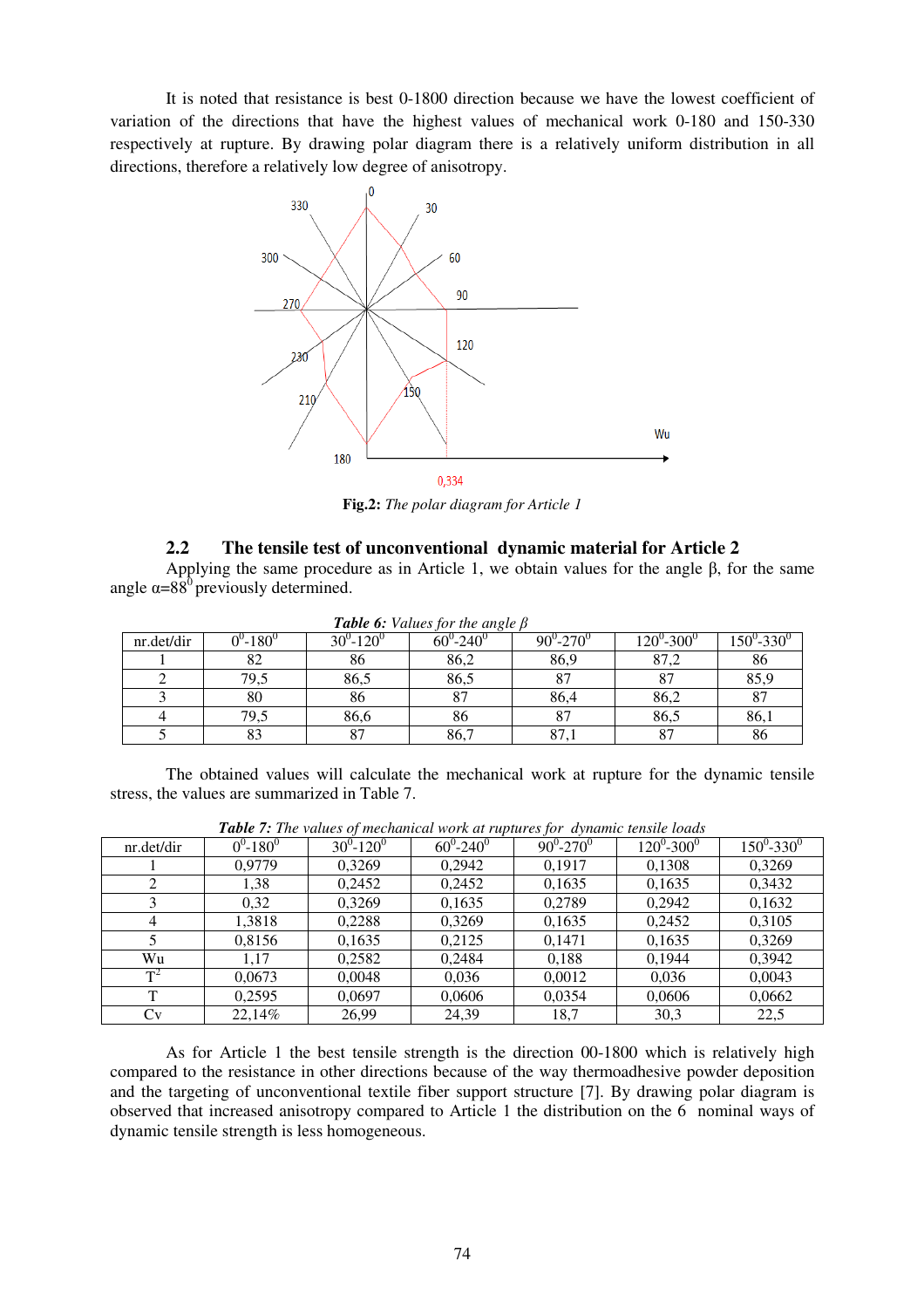It is noted that resistance is best 0-1800 direction because we have the lowest coefficient of variation of the directions that have the highest values of mechanical work 0-180 and 150-330 respectively at rupture. By drawing polar diagram there is a relatively uniform distribution in all directions, therefore a relatively low degree of anisotropy.

**Fig.2:** *The polar diagram for Article 1*

### 2.2 The tensile test of unconventional dynamic material for Article 2

Applying the same procedure as in Article 1, we obtain values for the angle β, for the same angle $\alpha = 88^0$ previously determined.

***Table 6:*** *Values for the angle β*

| nr.det/dir | $0^0$-$180^0$ | $30^0$-$120^0$ | $60^0$-$240^0$ | $90^0$-$270^0$ | $120^0$-$300^0$ | $150^0$-$330^0$ |
|---|---|---|---|---|---|---|
| 1 | 82 | 86 | 86,2 | 86,9 | 87,2 | 86 |
| 2 | 79,5 | 86,5 | 86,5 | 87 | 87 | 85,9 |
| 3 | 80 | 86 | 87 | 86,4 | 86,2 | 87 |
| 4 | 79,5 | 86,6 | 86 | 87 | 86,5 | 86,1 |
| 5 | 83 | 87 | 86,7 | 87,1 | 87 | 86 |

The obtained values will calculate the mechanical work at rupture for the dynamic tensile stress, the values are summarized in Table 7.

***Table 7:*** *The values of mechanical work at ruptures for dynamic tensile loads*

| nr.det/dir | $0^0$-$180^0$ | $30^0$-$120^0$ | $60^0$-$240^0$ | $90^0$-$270^0$ | $120^0$-$300^0$ | $150^0$-$330^0$ |
|---|---|---|---|---|---|---|
| 1 | 0,9779 | 0,3269 | 0,2942 | 0,1917 | 0,1308 | 0,3269 |
| 2 | 1,38 | 0,2452 | 0,2452 | 0,1635 | 0,1635 | 0,3432 |
| 3 | 0,32 | 0,3269 | 0,1635 | 0,2789 | 0,2942 | 0,1632 |
| 4 | 1,3818 | 0,2288 | 0,3269 | 0,1635 | 0,2452 | 0,3105 |
| 5 | 0,8156 | 0,1635 | 0,2125 | 0,1471 | 0,1635 | 0,3269 |
| Wu | 1,17 | 0,2582 | 0,2484 | 0,188 | 0,1944 | 0,3942 |
| $T^2$ | 0,0673 | 0,0048 | 0,036 | 0,0012 | 0,036 | 0,0043 |
| T | 0,2595 | 0,0697 | 0,0606 | 0,0354 | 0,0606 | 0,0662 |
| Cv | 22,14% | 26,99 | 24,39 | 18,7 | 30,3 | 22,5 |

As for Article 1 the best tensile strength is the direction 00-1800 which is relatively high compared to the resistance in other directions because of the way thermoadhesive powder deposition and the targeting of unconventional textile fiber support structure [7]. By drawing polar diagram is observed that increased anisotropy compared to Article 1 the distribution on the 6 nominal ways of dynamic tensile strength is less homogeneous.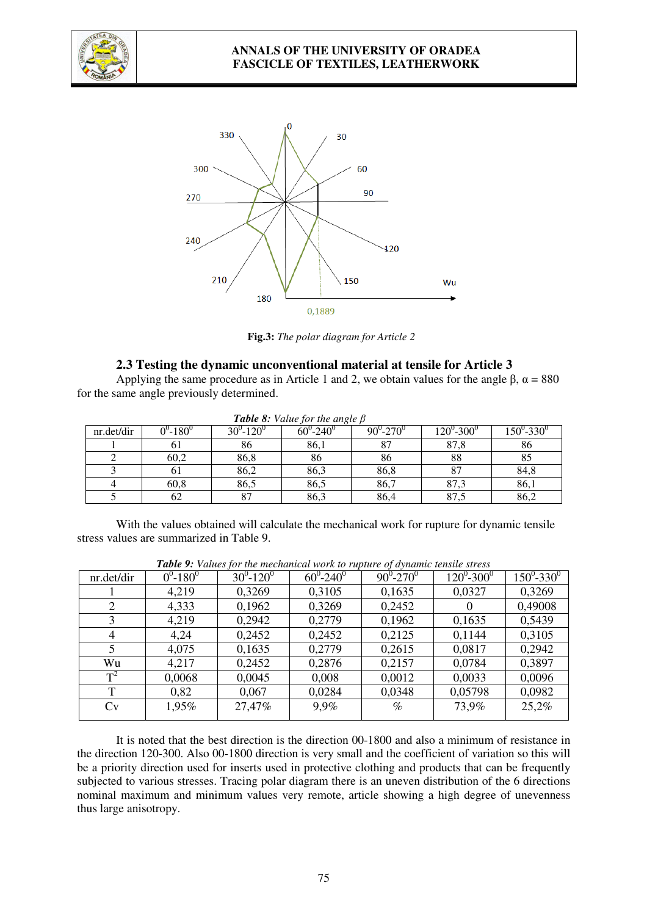Fig.3: *The polar diagram for Article 2*

### 2.3 Testing the dynamic unconventional material at tensile for Article 3

Applying the same procedure as in Article 1 and 2, we obtain values for the angle β, α = 880 for the same angle previously determined.

***Table 8:*** *Value for the angle β*

| nr.det/dir | $0^0$-$180^0$ | $30^0$-$120^0$ | $60^0$-$240^0$ | $90^0$-$270^0$ | $120^0$-$300^0$ | $150^0$-$330^0$ |
|---|---|---|---|---|---|---|
| 1 | 61 | 86 | 86,1 | 87 | 87,8 | 86 |
| 2 | 60,2 | 86,8 | 86 | 86 | 88 | 85 |
| 3 | 61 | 86,2 | 86,3 | 86,8 | 87 | 84,8 |
| 4 | 60,8 | 86,5 | 86,5 | 86,7 | 87,3 | 86,1 |
| 5 | 62 | 87 | 86,3 | 86,4 | 87,5 | 86,2 |

With the values obtained will calculate the mechanical work for rupture for dynamic tensile stress values are summarized in Table 9.

***Table 9:*** *Values for the mechanical work to rupture of dynamic tensile stress*

| nr.det/dir | $0^0$-$180^0$ | $30^0$-$120^0$ | $60^0$-$240^0$ | $90^0$-$270^0$ | $120^0$-$300^0$ | $150^0$-$330^0$ |
|---|---|---|---|---|---|---|
| 1 | 4,219 | 0,3269 | 0,3105 | 0,1635 | 0,0327 | 0,3269 |
| 2 | 4,333 | 0,1962 | 0,3269 | 0,2452 | 0 | 0,49008 |
| 3 | 4,219 | 0,2942 | 0,2779 | 0,1962 | 0,1635 | 0,5439 |
| 4 | 4,24 | 0,2452 | 0,2452 | 0,2125 | 0,1144 | 0,3105 |
| 5 | 4,075 | 0,1635 | 0,2779 | 0,2615 | 0,0817 | 0,2942 |
| Wu | 4,217 | 0,2452 | 0,2876 | 0,2157 | 0,0784 | 0,3897 |
| $T^2$ | 0,0068 | 0,0045 | 0,008 | 0,0012 | 0,0033 | 0,0096 |
| T | 0,82 | 0,067 | 0,0284 | 0,0348 | 0,05798 | 0,0982 |
| Cv | 1,95% | 27,47% | 9,9% | % | 73,9% | 25,2% |

It is noted that the best direction is the direction 00-1800 and also a minimum of resistance in the direction 120-300. Also 00-1800 direction is very small and the coefficient of variation so this will be a priority direction used for inserts used in protective clothing and products that can be frequently subjected to various stresses. Tracing polar diagram there is an uneven distribution of the 6 directions nominal maximum and minimum values very remote, article showing a high degree of unevenness thus large anisotropy.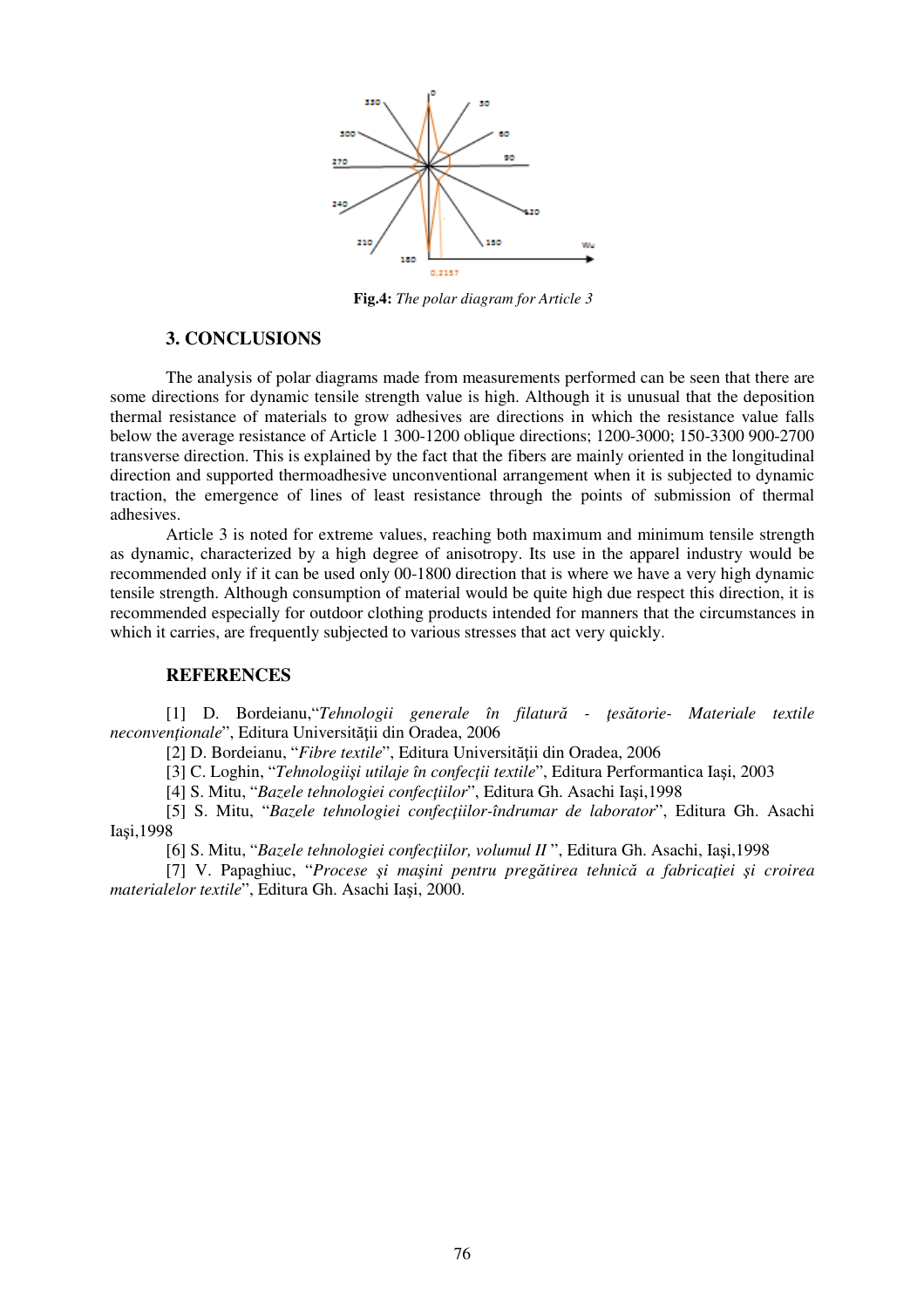0
30
60
90
120
150
180
210
240
270
300
330
Wu
0,2157

**Fig.4:** *The polar diagram for Article 3*

## 3. CONCLUSIONS

The analysis of polar diagrams made from measurements performed can be seen that there are some directions for dynamic tensile strength value is high. Although it is unusual that the deposition thermal resistance of materials to grow adhesives are directions in which the resistance value falls below the average resistance of Article 1 300-1200 oblique directions; 1200-3000; 150-3300 900-2700 transverse direction. This is explained by the fact that the fibers are mainly oriented in the longitudinal direction and supported thermoadhesive unconventional arrangement when it is subjected to dynamic traction, the emergence of lines of least resistance through the points of submission of thermal adhesives.

Article 3 is noted for extreme values, reaching both maximum and minimum tensile strength as dynamic, characterized by a high degree of anisotropy. Its use in the apparel industry would be recommended only if it can be used only 00-1800 direction that is where we have a very high dynamic tensile strength. Although consumption of material would be quite high due respect this direction, it is recommended especially for outdoor clothing products intended for manners that the circumstances in which it carries, are frequently subjected to various stresses that act very quickly.

## REFERENCES

[1] D. Bordeianu,"*Tehnologii generale în filatură - ţesătorie- Materiale textile neconvenţionale*", Editura Universităţii din Oradea, 2006

[2] D. Bordeianu, "*Fibre textile*", Editura Universităţii din Oradea, 2006

[3] C. Loghin, "*Tehnologiişi utilaje în confecţii textile*", Editura Performantica Iaşi, 2003

[4] S. Mitu, "*Bazele tehnologiei confecţiilor*", Editura Gh. Asachi Iaşi,1998

[5] S. Mitu, "*Bazele tehnologiei confecţiilor-îndrumar de laborator*", Editura Gh. Asachi Iaşi,1998

[6] S. Mitu, "*Bazele tehnologiei confecţiilor, volumul II* ", Editura Gh. Asachi, Iaşi,1998

[7] V. Papaghiuc, "*Procese şi maşini pentru pregătirea tehnică a fabricaţiei şi croirea materialelor textile*", Editura Gh. Asachi Iaşi, 2000.